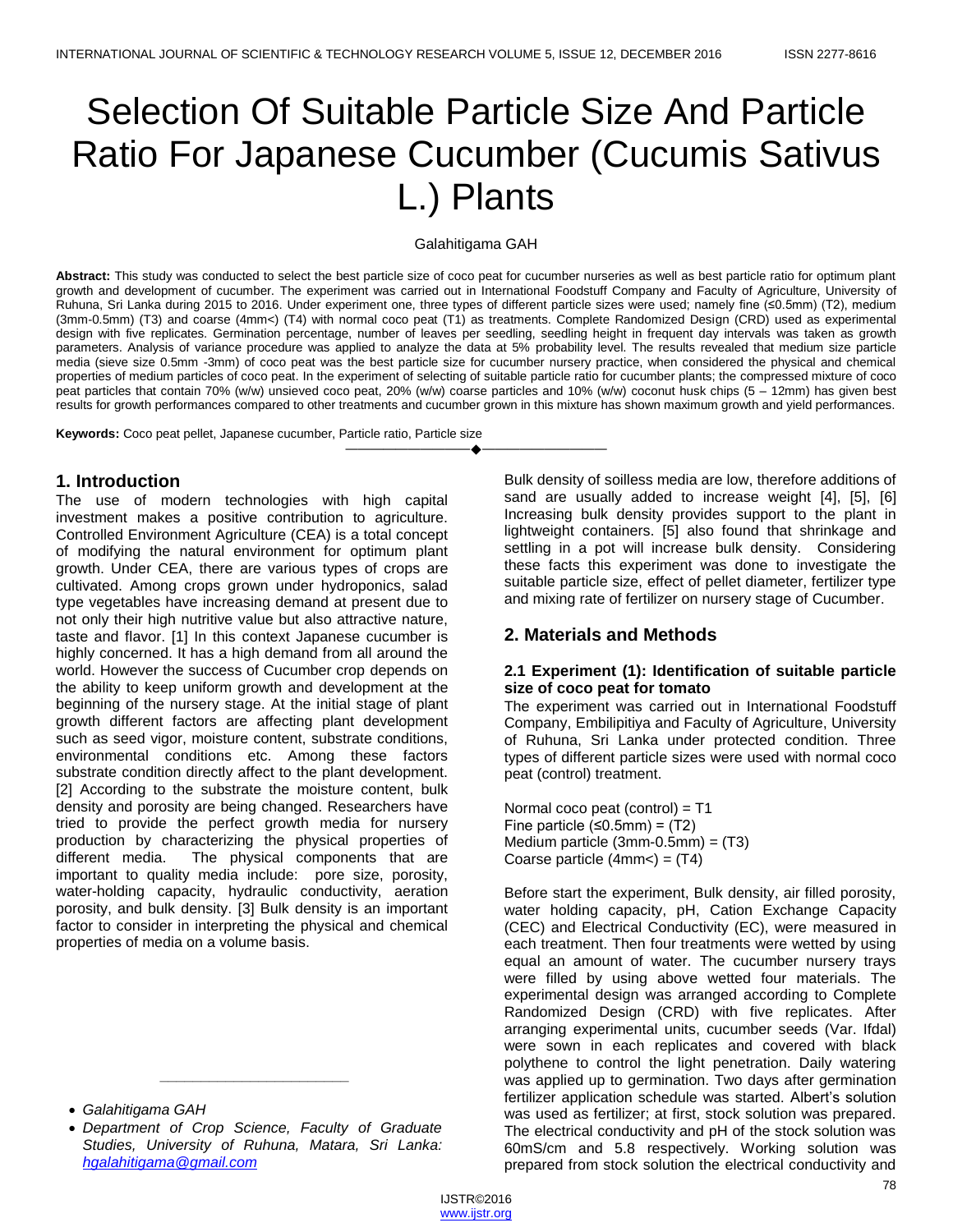# Selection Of Suitable Particle Size And Particle Ratio For Japanese Cucumber (Cucumis Sativus L.) Plants

Galahitigama GAH

**Abstract:** This study was conducted to select the best particle size of coco peat for cucumber nurseries as well as best particle ratio for optimum plant growth and development of cucumber. The experiment was carried out in International Foodstuff Company and Faculty of Agriculture, University of Ruhuna, Sri Lanka during 2015 to 2016. Under experiment one, three types of different particle sizes were used; namely fine (≤0.5mm) (T2), medium (3mm-0.5mm) (T3) and coarse (4mm<) (T4) with normal coco peat (T1) as treatments. Complete Randomized Design (CRD) used as experimental design with five replicates. Germination percentage, number of leaves per seedling, seedling height in frequent day intervals was taken as growth parameters. Analysis of variance procedure was applied to analyze the data at 5% probability level. The results revealed that medium size particle media (sieve size 0.5mm -3mm) of coco peat was the best particle size for cucumber nursery practice, when considered the physical and chemical properties of medium particles of coco peat. In the experiment of selecting of suitable particle ratio for cucumber plants; the compressed mixture of coco peat particles that contain 70% (w/w) unsieved coco peat, 20% (w/w) coarse particles and 10% (w/w) coconut husk chips (5 – 12mm) has given best results for growth performances compared to other treatments and cucumber grown in this mixture has shown maximum growth and yield performances.

**Keywords:** Coco peat pellet, Japanese cucumber, Particle ratio, Particle size

## 1. Introduction

The use of modern technologies with high capital investment makes a positive contribution to agriculture. Controlled Environment Agriculture (CEA) is a total concept of modifying the natural environment for optimum plant growth. Under CEA, there are various types of crops are cultivated. Among crops grown under hydroponics, salad type vegetables have increasing demand at present due to not only their high nutritive value but also attractive nature, taste and flavor. [1] In this context Japanese cucumber is highly concerned. It has a high demand from all around the world. However the success of Cucumber crop depends on the ability to keep uniform growth and development at the beginning of the nursery stage. At the initial stage of plant growth different factors are affecting plant development such as seed vigor, moisture content, substrate conditions, environmental conditions etc. Among these factors substrate condition directly affect to the plant development. [2] According to the substrate the moisture content, bulk density and porosity are being changed. Researchers have tried to provide the perfect growth media for nursery production by characterizing the physical properties of different media. The physical components that are important to quality media include: pore size, porosity, water-holding capacity, hydraulic conductivity, aeration porosity, and bulk density. [3] Bulk density is an important factor to consider in interpreting the physical and chemical properties of media on a volume basis.

Bulk density of soilless media are low, therefore additions of sand are usually added to increase weight [4], [5], [6] Increasing bulk density provides support to the plant in lightweight containers. [5] also found that shrinkage and settling in a pot will increase bulk density. Considering these facts this experiment was done to investigate the suitable particle size, effect of pellet diameter, fertilizer type and mixing rate of fertilizer on nursery stage of Cucumber.

## 2. Materials and Methods

### 2.1 Experiment (1): Identification of suitable particle size of coco peat for tomato

The experiment was carried out in International Foodstuff Company, Embilipitiya and Faculty of Agriculture, University of Ruhuna, Sri Lanka under protected condition. Three types of different particle sizes were used with normal coco peat (control) treatment.

Normal coco peat (control) = T1
Fine particle (≤0.5mm) = (T2)
Medium particle (3mm-0.5mm) = (T3)
Coarse particle (4mm<) = (T4)

Before start the experiment, Bulk density, air filled porosity, water holding capacity, pH, Cation Exchange Capacity (CEC) and Electrical Conductivity (EC), were measured in each treatment. Then four treatments were wetted by using equal an amount of water. The cucumber nursery trays were filled by using above wetted four materials. The experimental design was arranged according to Complete Randomized Design (CRD) with five replicates. After arranging experimental units, cucumber seeds (Var. Ifdal) were sown in each replicates and covered with black polythene to control the light penetration. Daily watering was applied up to germination. Two days after germination fertilizer application schedule was started. Albert's solution was used as fertilizer; at first, stock solution was prepared. The electrical conductivity and pH of the stock solution was 60mS/cm and 5.8 respectively. Working solution was prepared from stock solution the electrical conductivity and

---

- *Galahitigama GAH*
- *Department of Crop Science, Faculty of Graduate Studies, University of Ruhuna, Matara, Sri Lanka: hgalahitigama@gmail.com*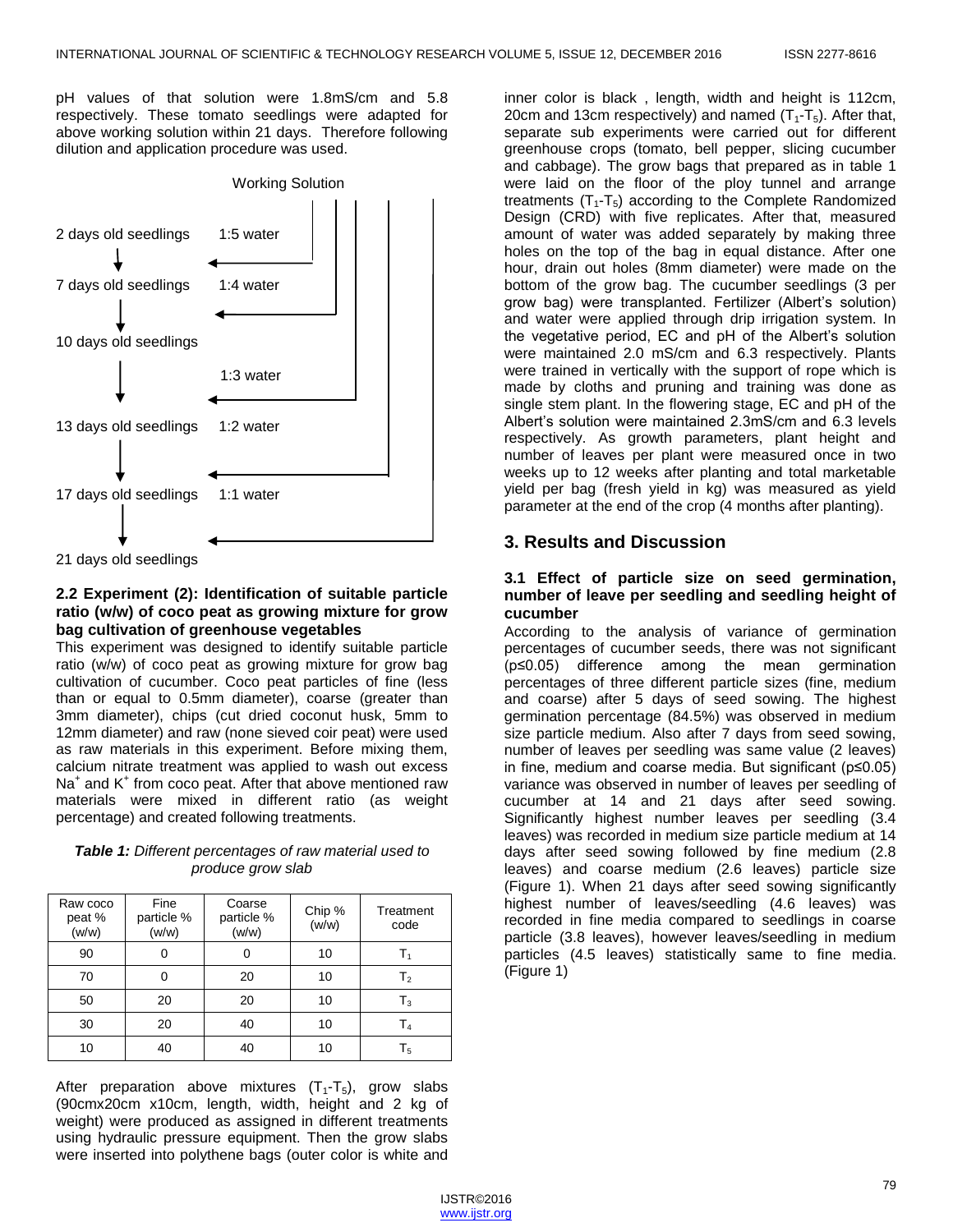pH values of that solution were 1.8mS/cm and 5.8 respectively. These tomato seedlings were adapted for above working solution within 21 days. Therefore following dilution and application procedure was used.

Working Solution

- 2 days old seedlings — 1:5 water
- ↓
- 7 days old seedlings — 1:4 water
- ↓
- 10 days old seedlings — 1:3 water
- ↓
- 13 days old seedlings — 1:2 water
- ↓
- 17 days old seedlings — 1:1 water
- ↓
- 21 days old seedlings

### 2.2 Experiment (2): Identification of suitable particle ratio (w/w) of coco peat as growing mixture for grow bag cultivation of greenhouse vegetables

This experiment was designed to identify suitable particle ratio (w/w) of coco peat as growing mixture for grow bag cultivation of cucumber. Coco peat particles of fine (less than or equal to 0.5mm diameter), coarse (greater than 3mm diameter), chips (cut dried coconut husk, 5mm to 12mm diameter) and raw (none sieved coir peat) were used as raw materials in this experiment. Before mixing them, calcium nitrate treatment was applied to wash out excess $Na^+$ and $K^+$ from coco peat. After that above mentioned raw materials were mixed in different ratio (as weight percentage) and created following treatments.

***Table 1:*** *Different percentages of raw material used to produce grow slab*

| Raw coco peat % (w/w) | Fine particle % (w/w) | Coarse particle % (w/w) | Chip % (w/w) | Treatment code |
|---|---|---|---|---|
| 90 | 0 | 0 | 10 | $T_1$ |
| 70 | 0 | 20 | 10 | $T_2$ |
| 50 | 20 | 20 | 10 | $T_3$ |
| 30 | 20 | 40 | 10 | $T_4$ |
| 10 | 40 | 40 | 10 | $T_5$ |

After preparation above mixtures ($T_1$-$T_5$), grow slabs (90cmx20cm x10cm, length, width, height and 2 kg of weight) were produced as assigned in different treatments using hydraulic pressure equipment. Then the grow slabs were inserted into polythene bags (outer color is white and inner color is black , length, width and height is 112cm, 20cm and 13cm respectively) and named ($T_1$-$T_5$). After that, separate sub experiments were carried out for different greenhouse crops (tomato, bell pepper, slicing cucumber and cabbage). The grow bags that prepared as in table 1 were laid on the floor of the ploy tunnel and arrange treatments ($T_1$-$T_5$) according to the Complete Randomized Design (CRD) with five replicates. After that, measured amount of water was added separately by making three holes on the top of the bag in equal distance. After one hour, drain out holes (8mm diameter) were made on the bottom of the grow bag. The cucumber seedlings (3 per grow bag) were transplanted. Fertilizer (Albert's solution) and water were applied through drip irrigation system. In the vegetative period, EC and pH of the Albert's solution were maintained 2.0 mS/cm and 6.3 respectively. Plants were trained in vertically with the support of rope which is made by cloths and pruning and training was done as single stem plant. In the flowering stage, EC and pH of the Albert's solution were maintained 2.3mS/cm and 6.3 levels respectively. As growth parameters, plant height and number of leaves per plant were measured once in two weeks up to 12 weeks after planting and total marketable yield per bag (fresh yield in kg) was measured as yield parameter at the end of the crop (4 months after planting).

## 3. Results and Discussion

### 3.1 Effect of particle size on seed germination, number of leave per seedling and seedling height of cucumber

According to the analysis of variance of germination percentages of cucumber seeds, there was not significant ($p \leq 0.05$) difference among the mean germination percentages of three different particle sizes (fine, medium and coarse) after 5 days of seed sowing. The highest germination percentage (84.5%) was observed in medium size particle medium. Also after 7 days from seed sowing, number of leaves per seedling was same value (2 leaves) in fine, medium and coarse media. But significant ($p \leq 0.05$) variance was observed in number of leaves per seedling of cucumber at 14 and 21 days after seed sowing. Significantly highest number leaves per seedling (3.4 leaves) was recorded in medium size particle medium at 14 days after seed sowing followed by fine medium (2.8 leaves) and coarse medium (2.6 leaves) particle size (Figure 1). When 21 days after seed sowing significantly highest number of leaves/seedling (4.6 leaves) was recorded in fine media compared to seedlings in coarse particle (3.8 leaves), however leaves/seedling in medium particles (4.5 leaves) statistically same to fine media. (Figure 1)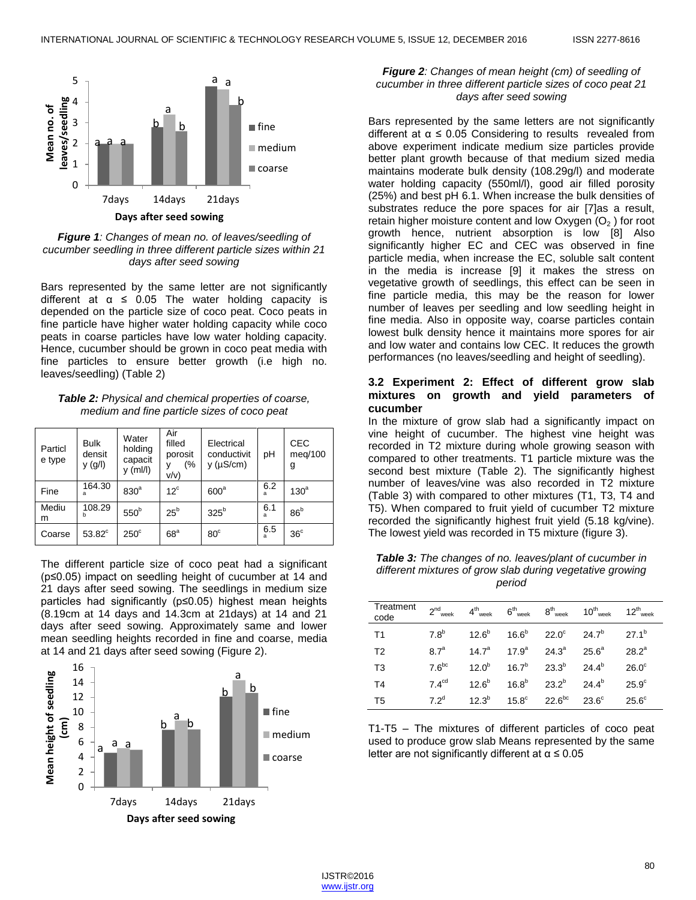*Figure 1: Changes of mean no. of leaves/seedling of cucumber seedling in three different particle sizes within 21 days after seed sowing*

Bars represented by the same letter are not significantly different at α ≤ 0.05 The water holding capacity is depended on the particle size of coco peat. Coco peats in fine particle have higher water holding capacity while coco peats in coarse particles have low water holding capacity. Hence, cucumber should be grown in coco peat media with fine particles to ensure better growth (i.e high no. leaves/seedling) (Table 2)

*Table 2: Physical and chemical properties of coarse, medium and fine particle sizes of coco peat*

| Particle type | Bulk density (g/l) | Water holding capacity (ml/l) | Air filled porosity (% v/v) | Electrical conductivity (µS/cm) | pH | CEC meq/100 g |
|---|---|---|---|---|---|---|
| Fine | 164.30[a] | 830[a] | 12[c] | 600[a] | 6.2[a] | 130[a] |
| Medium | 108.29[b] | 550[b] | 25[b] | 325[b] | 6.1[a] | 86[b] |
| Coarse | 53.82[c] | 250[c] | 68[a] | 80[c] | 6.5[a] | 36[c] |

The different particle size of coco peat had a significant ($p \leq 0.05$) impact on seedling height of cucumber at 14 and 21 days after seed sowing. The seedlings in medium size particles had significantly ($p \leq 0.05$) highest mean heights (8.19cm at 14 days and 14.3cm at 21days) at 14 and 21 days after seed sowing. Approximately same and lower mean seedling heights recorded in fine and coarse, media at 14 and 21 days after seed sowing (Figure 2).

*Figure 2: Changes of mean height (cm) of seedling of cucumber in three different particle sizes of coco peat 21 days after seed sowing*

Bars represented by the same letters are not significantly different at α ≤ 0.05 Considering to results revealed from above experiment indicate medium size particles provide better plant growth because of that medium sized media maintains moderate bulk density (108.29g/l) and moderate water holding capacity (550ml/l), good air filled porosity (25%) and best pH 6.1. When increase the bulk densities of substrates reduce the pore spaces for air [7]as a result, retain higher moisture content and low Oxygen ($O_2$ ) for root growth hence, nutrient absorption is low [8] Also significantly higher EC and CEC was observed in fine particle media, when increase the EC, soluble salt content in the media is increase [9] it makes the stress on vegetative growth of seedlings, this effect can be seen in fine particle media, this may be the reason for lower number of leaves per seedling and low seedling height in fine media. Also in opposite way, coarse particles contain lowest bulk density hence it maintains more spores for air and low water and contains low CEC. It reduces the growth performances (no leaves/seedling and height of seedling).

### 3.2 Experiment 2: Effect of different grow slab mixtures on growth and yield parameters of cucumber

In the mixture of grow slab had a significantly impact on vine height of cucumber. The highest vine height was recorded in T2 mixture during whole growing season with compared to other treatments. T1 particle mixture was the second best mixture (Table 2). The significantly highest number of leaves/vine was also recorded in T2 mixture (Table 3) with compared to other mixtures (T1, T3, T4 and T5). When compared to fruit yield of cucumber T2 mixture recorded the significantly highest fruit yield (5.18 kg/vine). The lowest yield was recorded in T5 mixture (figure 3).

*Table 3: The changes of no. leaves/plant of cucumber in different mixtures of grow slab during vegetative growing period*

| Treatment code | 2nd week | 4th week | 6th week | 8th week | 10th week | 12th week |
|---|---|---|---|---|---|---|
| T1 | 7.8[b] | 12.6[b] | 16.6[b] | 22.0[c] | 24.7[b] | 27.1[b] |
| T2 | 8.7[a] | 14.7[a] | 17.9[a] | 24.3[a] | 25.6[a] | 28.2[a] |
| T3 | 7.6[bc] | 12.0[b] | 16.7[b] | 23.3[b] | 24.4[b] | 26.0[c] |
| T4 | 7.4[cd] | 12.6[b] | 16.8[b] | 23.2[b] | 24.4[b] | 25.9[c] |
| T5 | 7.2[d] | 12.3[b] | 15.8[c] | 22.6[bc] | 23.6[c] | 25.6[c] |

T1-T5 – The mixtures of different particles of coco peat used to produce grow slab Means represented by the same letter are not significantly different at α ≤ 0.05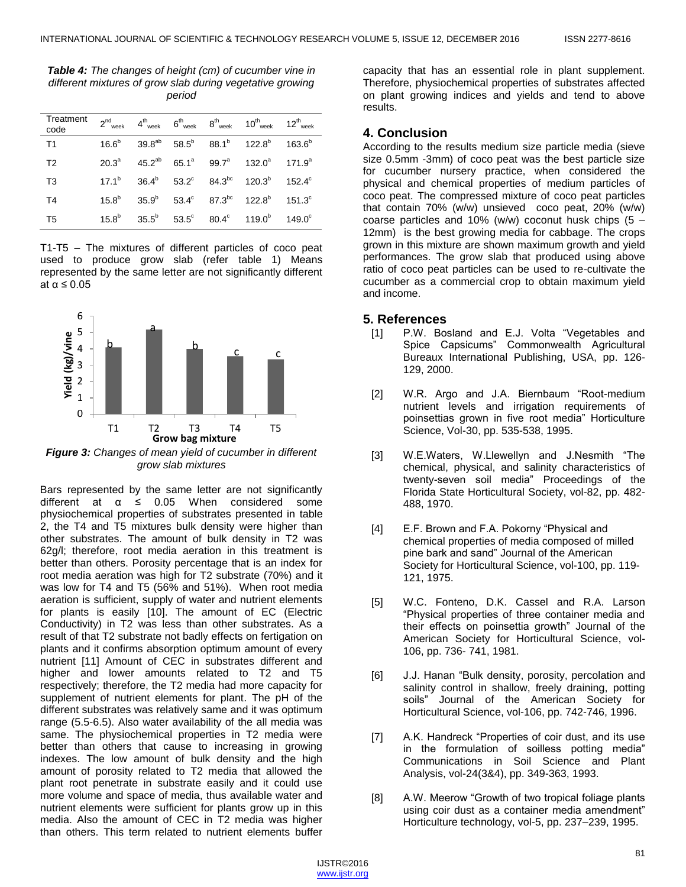*Table 4: The changes of height (cm) of cucumber vine in different mixtures of grow slab during vegetative growing period*

| Treatment code | $2^{nd}_{week}$ | $4^{th}_{week}$ | $6^{th}_{week}$ | $8^{th}_{week}$ | $10^{th}_{week}$ | $12^{th}_{week}$ |
|---|---|---|---|---|---|---|
| T1 | $16.6^{b}$ | $39.8^{ab}$ | $58.5^{b}$ | $88.1^{b}$ | $122.8^{b}$ | $163.6^{b}$ |
| T2 | $20.3^{a}$ | $45.2^{ab}$ | $65.1^{a}$ | $99.7^{a}$ | $132.0^{a}$ | $171.9^{a}$ |
| T3 | $17.1^{b}$ | $36.4^{b}$ | $53.2^{c}$ | $84.3^{bc}$ | $120.3^{b}$ | $152.4^{c}$ |
| T4 | $15.8^{b}$ | $35.9^{b}$ | $53.4^{c}$ | $87.3^{bc}$ | $122.8^{b}$ | $151.3^{c}$ |
| T5 | $15.8^{b}$ | $35.5^{b}$ | $53.5^{c}$ | $80.4^{c}$ | $119.0^{b}$ | $149.0^{c}$ |

T1-T5 – The mixtures of different particles of coco peat used to produce grow slab (refer table 1) Means represented by the same letter are not significantly different at α ≤ 0.05

*Figure 3: Changes of mean yield of cucumber in different grow slab mixtures*

Bars represented by the same letter are not significantly different at α ≤ 0.05 When considered some physiochemical properties of substrates presented in table 2, the T4 and T5 mixtures bulk density were higher than other substrates. The amount of bulk density in T2 was 62g/l; therefore, root media aeration in this treatment is better than others. Porosity percentage that is an index for root media aeration was high for T2 substrate (70%) and it was low for T4 and T5 (56% and 51%). When root media aeration is sufficient, supply of water and nutrient elements for plants is easily [10]. The amount of EC (Electric Conductivity) in T2 was less than other substrates. As a result of that T2 substrate not badly effects on fertigation on plants and it confirms absorption optimum amount of every nutrient [11] Amount of CEC in substrates different and higher and lower amounts related to T2 and T5 respectively; therefore, the T2 media had more capacity for supplement of nutrient elements for plant. The pH of the different substrates was relatively same and it was optimum range (5.5-6.5). Also water availability of the all media was same. The physiochemical properties in T2 media were better than others that cause to increasing in growing indexes. The low amount of bulk density and the high amount of porosity related to T2 media that allowed the plant root penetrate in substrate easily and it could use more volume and space of media, thus available water and nutrient elements were sufficient for plants grow up in this media. Also the amount of CEC in T2 media was higher than others. This term related to nutrient elements buffer capacity that has an essential role in plant supplement. Therefore, physiochemical properties of substrates affected on plant growing indices and yields and tend to above results.

## 4. Conclusion

According to the results medium size particle media (sieve size 0.5mm -3mm) of coco peat was the best particle size for cucumber nursery practice, when considered the physical and chemical properties of medium particles of coco peat. The compressed mixture of coco peat particles that contain 70% (w/w) unsieved coco peat, 20% (w/w) coarse particles and 10% (w/w) coconut husk chips (5 – 12mm) is the best growing media for cabbage. The crops grown in this mixture are shown maximum growth and yield performances. The grow slab that produced using above ratio of coco peat particles can be used to re-cultivate the cucumber as a commercial crop to obtain maximum yield and income.

## 5. References

[1] P.W. Bosland and E.J. Volta "Vegetables and Spice Capsicums" Commonwealth Agricultural Bureaux International Publishing, USA, pp. 126-129, 2000.

[2] W.R. Argo and J.A. Biernbaum "Root-medium nutrient levels and irrigation requirements of poinsettias grown in five root media" Horticulture Science, Vol-30, pp. 535-538, 1995.

[3] W.E.Waters, W.Llewellyn and J.Nesmith "The chemical, physical, and salinity characteristics of twenty-seven soil media" Proceedings of the Florida State Horticultural Society, vol-82, pp. 482-488, 1970.

[4] E.F. Brown and F.A. Pokorny "Physical and chemical properties of media composed of milled pine bark and sand" Journal of the American Society for Horticultural Science, vol-100, pp. 119-121, 1975.

[5] W.C. Fonteno, D.K. Cassel and R.A. Larson "Physical properties of three container media and their effects on poinsettia growth" Journal of the American Society for Horticultural Science, vol-106, pp. 736- 741, 1981.

[6] J.J. Hanan "Bulk density, porosity, percolation and salinity control in shallow, freely draining, potting soils" Journal of the American Society for Horticultural Science, vol-106, pp. 742-746, 1996.

[7] A.K. Handreck "Properties of coir dust, and its use in the formulation of soilless potting media" Communications in Soil Science and Plant Analysis, vol-24(3&4), pp. 349-363, 1993.

[8] A.W. Meerow "Growth of two tropical foliage plants using coir dust as a container media amendment" Horticulture technology, vol-5, pp. 237–239, 1995.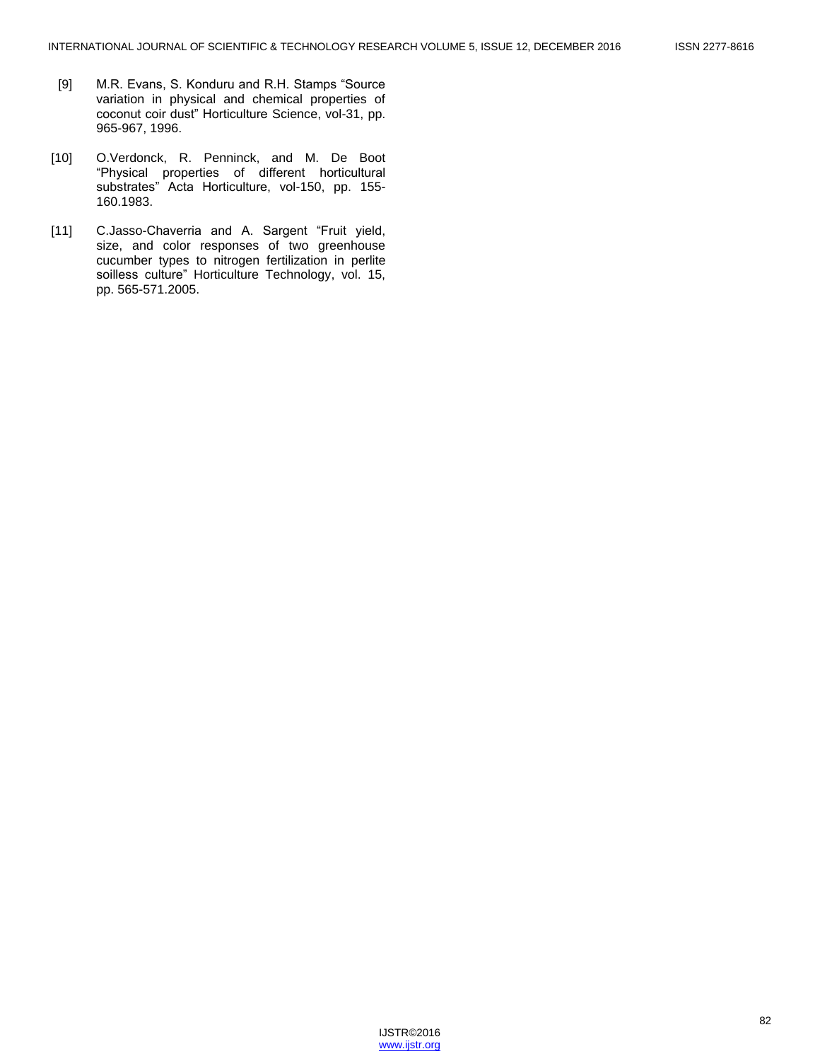[9] M.R. Evans, S. Konduru and R.H. Stamps "Source variation in physical and chemical properties of coconut coir dust" Horticulture Science, vol-31, pp. 965-967, 1996.

[10] O.Verdonck, R. Penninck, and M. De Boot "Physical properties of different horticultural substrates" Acta Horticulture, vol-150, pp. 155-160.1983.

[11] C.Jasso-Chaverria and A. Sargent "Fruit yield, size, and color responses of two greenhouse cucumber types to nitrogen fertilization in perlite soilless culture" Horticulture Technology, vol. 15, pp. 565-571.2005.